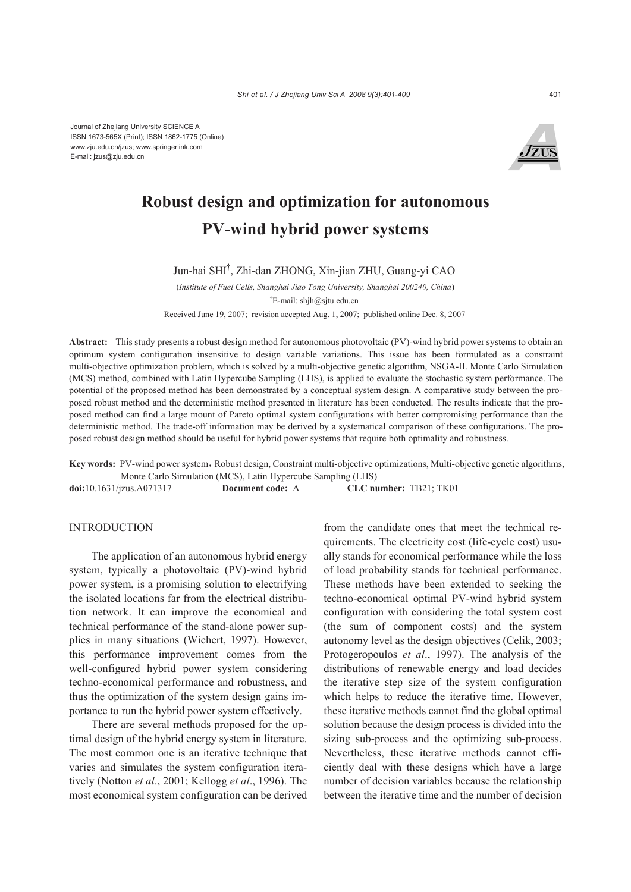Journal of Zhejiang University SCIENCE A
ISSN 1673-565X (Print); ISSN 1862-1775 (Online)
www.zju.edu.cn/jzus; www.springerlink.com
E-mail: jzus@zju.edu.cn

# Robust design and optimization for autonomous PV-wind hybrid power systems

Jun-hai SHI[†], Zhi-dan ZHONG, Xin-jian ZHU, Guang-yi CAO

(*Institute of Fuel Cells, Shanghai Jiao Tong University, Shanghai 200240, China*)

[†]E-mail: shjh@sjtu.edu.cn

Received June 19, 2007; revision accepted Aug. 1, 2007; published online Dec. 8, 2007

**Abstract:** This study presents a robust design method for autonomous photovoltaic (PV)-wind hybrid power systems to obtain an optimum system configuration insensitive to design variable variations. This issue has been formulated as a constraint multi-objective optimization problem, which is solved by a multi-objective genetic algorithm, NSGA-II. Monte Carlo Simulation (MCS) method, combined with Latin Hypercube Sampling (LHS), is applied to evaluate the stochastic system performance. The potential of the proposed method has been demonstrated by a conceptual system design. A comparative study between the proposed robust method and the deterministic method presented in literature has been conducted. The results indicate that the proposed method can find a large mount of Pareto optimal system configurations with better compromising performance than the deterministic method. The trade-off information may be derived by a systematical comparison of these configurations. The proposed robust design method should be useful for hybrid power systems that require both optimality and robustness.

**Key words:** PV-wind power system，Robust design, Constraint multi-objective optimizations, Multi-objective genetic algorithms, Monte Carlo Simulation (MCS), Latin Hypercube Sampling (LHS)

**doi:**10.1631/jzus.A071317 **Document code:** A **CLC number:** TB21; TK01

## INTRODUCTION

The application of an autonomous hybrid energy system, typically a photovoltaic (PV)-wind hybrid power system, is a promising solution to electrifying the isolated locations far from the electrical distribution network. It can improve the economical and technical performance of the stand-alone power supplies in many situations (Wichert, 1997). However, this performance improvement comes from the well-configured hybrid power system considering techno-economical performance and robustness, and thus the optimization of the system design gains importance to run the hybrid power system effectively.

There are several methods proposed for the optimal design of the hybrid energy system in literature. The most common one is an iterative technique that varies and simulates the system configuration iteratively (Notton *et al*., 2001; Kellogg *et al*., 1996). The most economical system configuration can be derived from the candidate ones that meet the technical requirements. The electricity cost (life-cycle cost) usually stands for economical performance while the loss of load probability stands for technical performance. These methods have been extended to seeking the techno-economical optimal PV-wind hybrid system configuration with considering the total system cost (the sum of component costs) and the system autonomy level as the design objectives (Celik, 2003; Protogeropoulos *et al*., 1997). The analysis of the distributions of renewable energy and load decides the iterative step size of the system configuration which helps to reduce the iterative time. However, these iterative methods cannot find the global optimal solution because the design process is divided into the sizing sub-process and the optimizing sub-process. Nevertheless, these iterative methods cannot efficiently deal with these designs which have a large number of decision variables because the relationship between the iterative time and the number of decision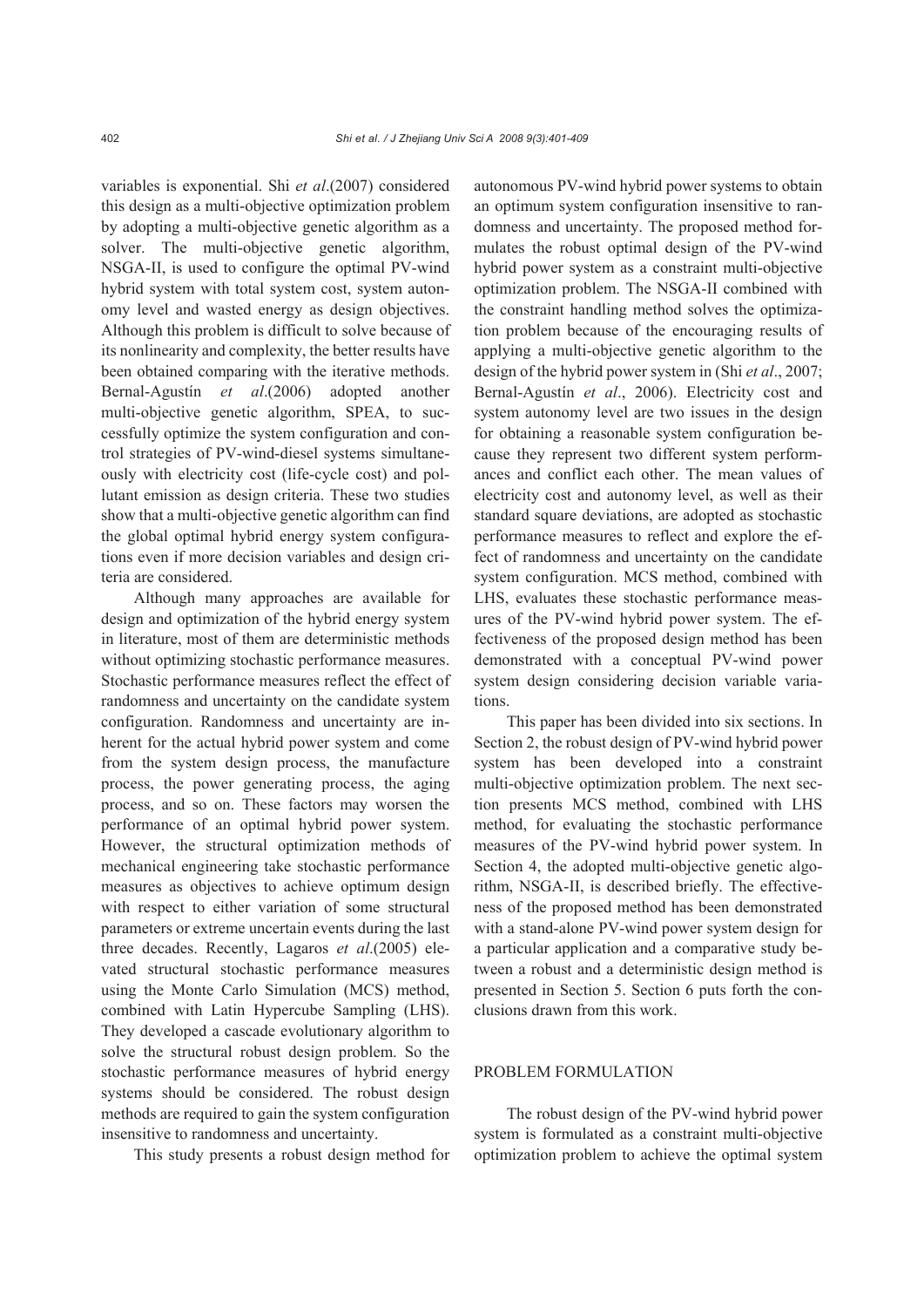variables is exponential. Shi *et al*.(2007) considered this design as a multi-objective optimization problem by adopting a multi-objective genetic algorithm as a solver. The multi-objective genetic algorithm, NSGA-II, is used to configure the optimal PV-wind hybrid system with total system cost, system autonomy level and wasted energy as design objectives. Although this problem is difficult to solve because of its nonlinearity and complexity, the better results have been obtained comparing with the iterative methods. Bernal-Agustín *et al*.(2006) adopted another multi-objective genetic algorithm, SPEA, to successfully optimize the system configuration and control strategies of PV-wind-diesel systems simultaneously with electricity cost (life-cycle cost) and pollutant emission as design criteria. These two studies show that a multi-objective genetic algorithm can find the global optimal hybrid energy system configurations even if more decision variables and design criteria are considered.

Although many approaches are available for design and optimization of the hybrid energy system in literature, most of them are deterministic methods without optimizing stochastic performance measures. Stochastic performance measures reflect the effect of randomness and uncertainty on the candidate system configuration. Randomness and uncertainty are inherent for the actual hybrid power system and come from the system design process, the manufacture process, the power generating process, the aging process, and so on. These factors may worsen the performance of an optimal hybrid power system. However, the structural optimization methods of mechanical engineering take stochastic performance measures as objectives to achieve optimum design with respect to either variation of some structural parameters or extreme uncertain events during the last three decades. Recently, Lagaros *et al*.(2005) elevated structural stochastic performance measures using the Monte Carlo Simulation (MCS) method, combined with Latin Hypercube Sampling (LHS). They developed a cascade evolutionary algorithm to solve the structural robust design problem. So the stochastic performance measures of hybrid energy systems should be considered. The robust design methods are required to gain the system configuration insensitive to randomness and uncertainty.

This study presents a robust design method for autonomous PV-wind hybrid power systems to obtain an optimum system configuration insensitive to randomness and uncertainty. The proposed method formulates the robust optimal design of the PV-wind hybrid power system as a constraint multi-objective optimization problem. The NSGA-II combined with the constraint handling method solves the optimization problem because of the encouraging results of applying a multi-objective genetic algorithm to the design of the hybrid power system in (Shi *et al*., 2007; Bernal-Agustín *et al*., 2006). Electricity cost and system autonomy level are two issues in the design for obtaining a reasonable system configuration because they represent two different system performances and conflict each other. The mean values of electricity cost and autonomy level, as well as their standard square deviations, are adopted as stochastic performance measures to reflect and explore the effect of randomness and uncertainty on the candidate system configuration. MCS method, combined with LHS, evaluates these stochastic performance measures of the PV-wind hybrid power system. The effectiveness of the proposed design method has been demonstrated with a conceptual PV-wind power system design considering decision variable variations.

This paper has been divided into six sections. In Section 2, the robust design of PV-wind hybrid power system has been developed into a constraint multi-objective optimization problem. The next section presents MCS method, combined with LHS method, for evaluating the stochastic performance measures of the PV-wind hybrid power system. In Section 4, the adopted multi-objective genetic algorithm, NSGA-II, is described briefly. The effectiveness of the proposed method has been demonstrated with a stand-alone PV-wind power system design for a particular application and a comparative study between a robust and a deterministic design method is presented in Section 5. Section 6 puts forth the conclusions drawn from this work.

## PROBLEM FORMULATION

The robust design of the PV-wind hybrid power system is formulated as a constraint multi-objective optimization problem to achieve the optimal system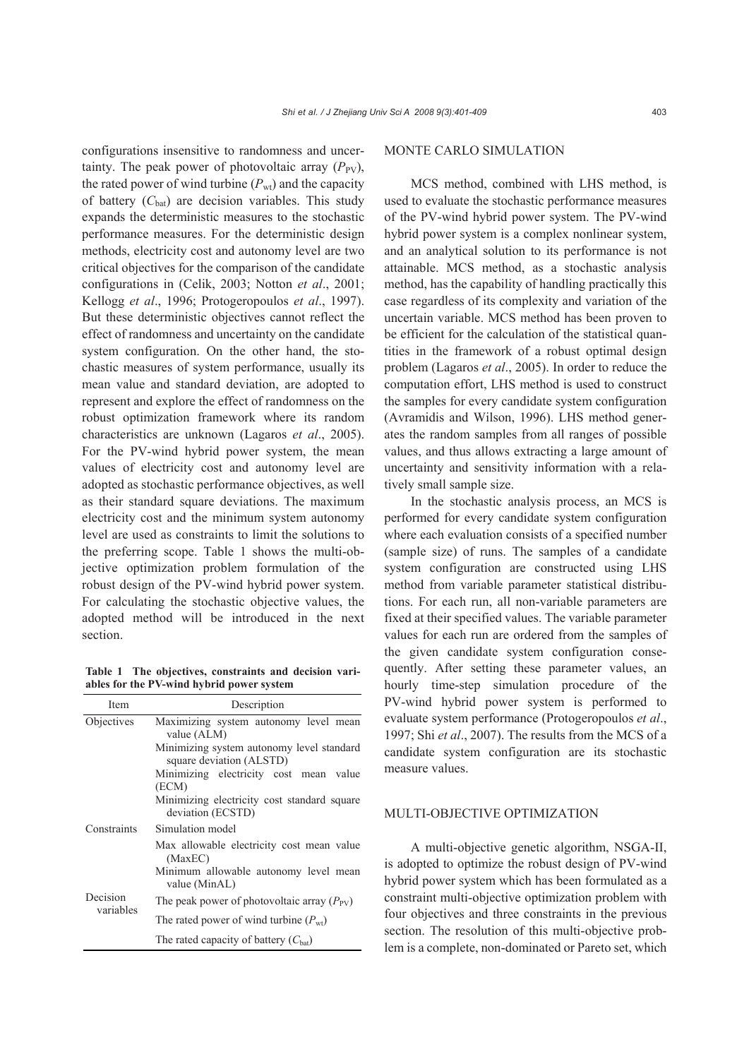configurations insensitive to randomness and uncertainty. The peak power of photovoltaic array ($P_{PV}$), the rated power of wind turbine ($P_{wt}$) and the capacity of battery ($C_{bat}$) are decision variables. This study expands the deterministic measures to the stochastic performance measures. For the deterministic design methods, electricity cost and autonomy level are two critical objectives for the comparison of the candidate configurations in (Celik, 2003; Notton *et al*., 2001; Kellogg *et al*., 1996; Protogeropoulos *et al*., 1997). But these deterministic objectives cannot reflect the effect of randomness and uncertainty on the candidate system configuration. On the other hand, the stochastic measures of system performance, usually its mean value and standard deviation, are adopted to represent and explore the effect of randomness on the robust optimization framework where its random characteristics are unknown (Lagaros *et al*., 2005). For the PV-wind hybrid power system, the mean values of electricity cost and autonomy level are adopted as stochastic performance objectives, as well as their standard square deviations. The maximum electricity cost and the minimum system autonomy level are used as constraints to limit the solutions to the preferring scope. Table 1 shows the multi-objective optimization problem formulation of the robust design of the PV-wind hybrid power system. For calculating the stochastic objective values, the adopted method will be introduced in the next section.

**Table 1 The objectives, constraints and decision variables for the PV-wind hybrid power system**

| Item | Description |
|---|---|
| Objectives | Maximizing system autonomy level mean value (ALM) |
| | Minimizing system autonomy level standard square deviation (ALSTD) |
| | Minimizing electricity cost mean value (ECM) |
| | Minimizing electricity cost standard square deviation (ECSTD) |
| Constraints | Simulation model |
| | Max allowable electricity cost mean value (MaxEC) |
| | Minimum allowable autonomy level mean value (MinAL) |
| Decision variables | The peak power of photovoltaic array ($P_{PV}$) |
| | The rated power of wind turbine ($P_{wt}$) |
| | The rated capacity of battery ($C_{bat}$) |

## MONTE CARLO SIMULATION

MCS method, combined with LHS method, is used to evaluate the stochastic performance measures of the PV-wind hybrid power system. The PV-wind hybrid power system is a complex nonlinear system, and an analytical solution to its performance is not attainable. MCS method, as a stochastic analysis method, has the capability of handling practically this case regardless of its complexity and variation of the uncertain variable. MCS method has been proven to be efficient for the calculation of the statistical quantities in the framework of a robust optimal design problem (Lagaros *et al*., 2005). In order to reduce the computation effort, LHS method is used to construct the samples for every candidate system configuration (Avramidis and Wilson, 1996). LHS method generates the random samples from all ranges of possible values, and thus allows extracting a large amount of uncertainty and sensitivity information with a relatively small sample size.

In the stochastic analysis process, an MCS is performed for every candidate system configuration where each evaluation consists of a specified number (sample size) of runs. The samples of a candidate system configuration are constructed using LHS method from variable parameter statistical distributions. For each run, all non-variable parameters are fixed at their specified values. The variable parameter values for each run are ordered from the samples of the given candidate system configuration consequently. After setting these parameter values, an hourly time-step simulation procedure of the PV-wind hybrid power system is performed to evaluate system performance (Protogeropoulos *et al*., 1997; Shi *et al*., 2007). The results from the MCS of a candidate system configuration are its stochastic measure values.

## MULTI-OBJECTIVE OPTIMIZATION

A multi-objective genetic algorithm, NSGA-II, is adopted to optimize the robust design of PV-wind hybrid power system which has been formulated as a constraint multi-objective optimization problem with four objectives and three constraints in the previous section. The resolution of this multi-objective problem is a complete, non-dominated or Pareto set, which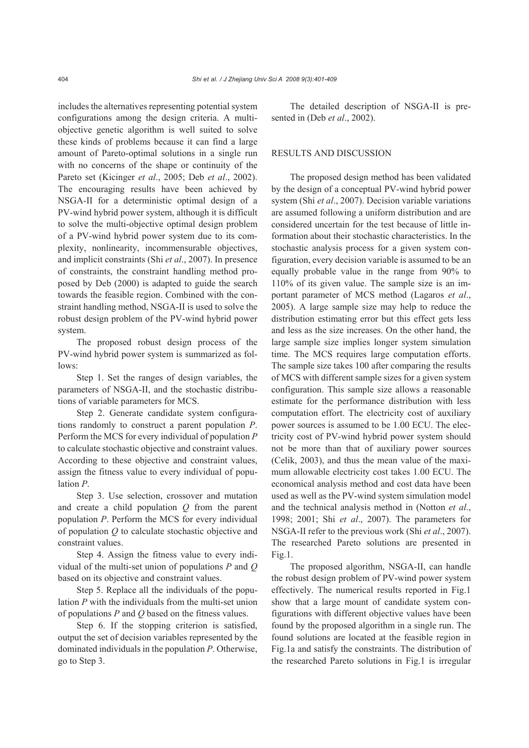includes the alternatives representing potential system configurations among the design criteria. A multi-objective genetic algorithm is well suited to solve these kinds of problems because it can find a large amount of Pareto-optimal solutions in a single run with no concerns of the shape or continuity of the Pareto set (Kicinger *et al*., 2005; Deb *et al*., 2002). The encouraging results have been achieved by NSGA-II for a deterministic optimal design of a PV-wind hybrid power system, although it is difficult to solve the multi-objective optimal design problem of a PV-wind hybrid power system due to its complexity, nonlinearity, incommensurable objectives, and implicit constraints (Shi *et al*., 2007). In presence of constraints, the constraint handling method proposed by Deb (2000) is adapted to guide the search towards the feasible region. Combined with the constraint handling method, NSGA-II is used to solve the robust design problem of the PV-wind hybrid power system.

The proposed robust design process of the PV-wind hybrid power system is summarized as follows:

Step 1. Set the ranges of design variables, the parameters of NSGA-II, and the stochastic distributions of variable parameters for MCS.

Step 2. Generate candidate system configurations randomly to construct a parent population $P$. Perform the MCS for every individual of population $P$ to calculate stochastic objective and constraint values. According to these objective and constraint values, assign the fitness value to every individual of population $P$.

Step 3. Use selection, crossover and mutation and create a child population $Q$ from the parent population $P$. Perform the MCS for every individual of population $Q$ to calculate stochastic objective and constraint values.

Step 4. Assign the fitness value to every individual of the multi-set union of populations $P$ and $Q$ based on its objective and constraint values.

Step 5. Replace all the individuals of the population $P$ with the individuals from the multi-set union of populations $P$ and $Q$ based on the fitness values.

Step 6. If the stopping criterion is satisfied, output the set of decision variables represented by the dominated individuals in the population $P$. Otherwise, go to Step 3.

The detailed description of NSGA-II is presented in (Deb *et al*., 2002).

## RESULTS AND DISCUSSION

The proposed design method has been validated by the design of a conceptual PV-wind hybrid power system (Shi *et al*., 2007). Decision variable variations are assumed following a uniform distribution and are considered uncertain for the test because of little information about their stochastic characteristics. In the stochastic analysis process for a given system configuration, every decision variable is assumed to be an equally probable value in the range from 90% to 110% of its given value. The sample size is an important parameter of MCS method (Lagaros *et al*., 2005). A large sample size may help to reduce the distribution estimating error but this effect gets less and less as the size increases. On the other hand, the large sample size implies longer system simulation time. The MCS requires large computation efforts. The sample size takes 100 after comparing the results of MCS with different sample sizes for a given system configuration. This sample size allows a reasonable estimate for the performance distribution with less computation effort. The electricity cost of auxiliary power sources is assumed to be 1.00 ECU. The electricity cost of PV-wind hybrid power system should not be more than that of auxiliary power sources (Celik, 2003), and thus the mean value of the maximum allowable electricity cost takes 1.00 ECU. The economical analysis method and cost data have been used as well as the PV-wind system simulation model and the technical analysis method in (Notton *et al*., 1998; 2001; Shi *et al*., 2007). The parameters for NSGA-II refer to the previous work (Shi *et al*., 2007). The researched Pareto solutions are presented in Fig.1.

The proposed algorithm, NSGA-II, can handle the robust design problem of PV-wind power system effectively. The numerical results reported in Fig.1 show that a large mount of candidate system configurations with different objective values have been found by the proposed algorithm in a single run. The found solutions are located at the feasible region in Fig.1a and satisfy the constraints. The distribution of the researched Pareto solutions in Fig.1 is irregular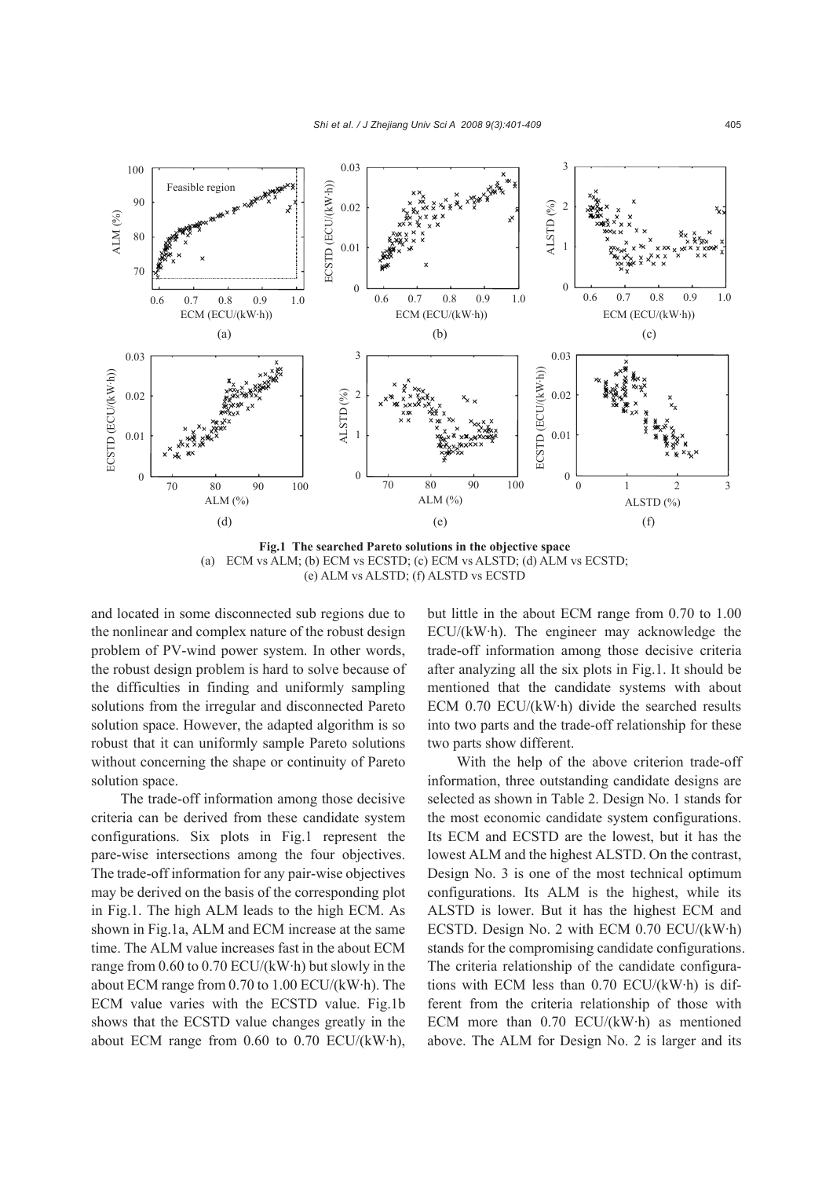**Fig.1 The searched Pareto solutions in the objective space**
(a) ECM vs ALM; (b) ECM vs ECSTD; (c) ECM vs ALSTD; (d) ALM vs ECSTD; (e) ALM vs ALSTD; (f) ALSTD vs ECSTD

and located in some disconnected sub regions due to the nonlinear and complex nature of the robust design problem of PV-wind power system. In other words, the robust design problem is hard to solve because of the difficulties in finding and uniformly sampling solutions from the irregular and disconnected Pareto solution space. However, the adapted algorithm is so robust that it can uniformly sample Pareto solutions without concerning the shape or continuity of Pareto solution space.

The trade-off information among those decisive criteria can be derived from these candidate system configurations. Six plots in Fig.1 represent the pare-wise intersections among the four objectives. The trade-off information for any pair-wise objectives may be derived on the basis of the corresponding plot in Fig.1. The high ALM leads to the high ECM. As shown in Fig.1a, ALM and ECM increase at the same time. The ALM value increases fast in the about ECM range from 0.60 to 0.70 ECU/(kW·h) but slowly in the about ECM range from 0.70 to 1.00 ECU/(kW·h). The ECM value varies with the ECSTD value. Fig.1b shows that the ECSTD value changes greatly in the about ECM range from 0.60 to 0.70 ECU/(kW·h), but little in the about ECM range from 0.70 to 1.00 ECU/(kW·h). The engineer may acknowledge the trade-off information among those decisive criteria after analyzing all the six plots in Fig.1. It should be mentioned that the candidate systems with about ECM 0.70 ECU/(kW·h) divide the searched results into two parts and the trade-off relationship for these two parts show different.

With the help of the above criterion trade-off information, three outstanding candidate designs are selected as shown in Table 2. Design No. 1 stands for the most economic candidate system configurations. Its ECM and ECSTD are the lowest, but it has the lowest ALM and the highest ALSTD. On the contrast, Design No. 3 is one of the most technical optimum configurations. Its ALM is the highest, while its ALSTD is lower. But it has the highest ECM and ECSTD. Design No. 2 with ECM 0.70 ECU/(kW·h) stands for the compromising candidate configurations. The criteria relationship of the candidate configurations with ECM less than 0.70 ECU/(kW·h) is different from the criteria relationship of those with ECM more than 0.70 ECU/(kW·h) as mentioned above. The ALM for Design No. 2 is larger and its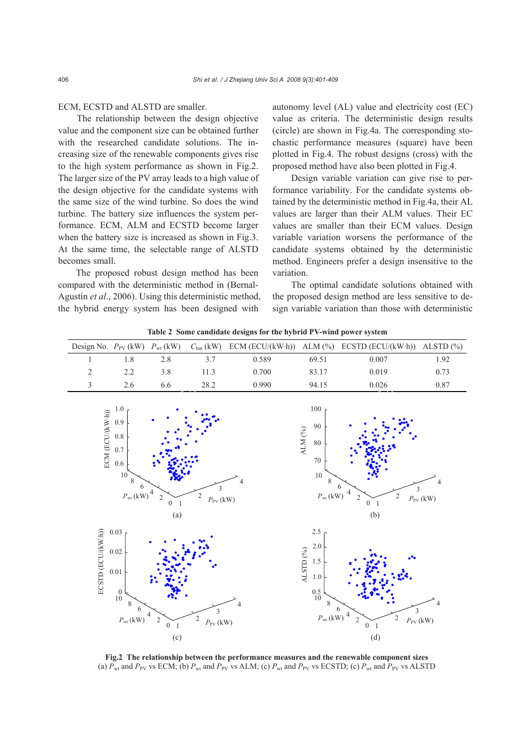ECM, ECSTD and ALSTD are smaller.

The relationship between the design objective value and the component size can be obtained further with the researched candidate solutions. The increasing size of the renewable components gives rise to the high system performance as shown in Fig.2. The larger size of the PV array leads to a high value of the design objective for the candidate systems with the same size of the wind turbine. So does the wind turbine. The battery size influences the system performance. ECM, ALM and ECSTD become larger when the battery size is increased as shown in Fig.3. At the same time, the selectable range of ALSTD becomes small.

The proposed robust design method has been compared with the deterministic method in (Bernal-Agustín *et al*., 2006). Using this deterministic method, the hybrid energy system has been designed with autonomy level (AL) value and electricity cost (EC) value as criteria. The deterministic design results (circle) are shown in Fig.4a. The corresponding stochastic performance measures (square) have been plotted in Fig.4. The robust designs (cross) with the proposed method have also been plotted in Fig.4.

Design variable variation can give rise to performance variability. For the candidate systems obtained by the deterministic method in Fig.4a, their AL values are larger than their ALM values. Their EC values are smaller than their ECM values. Design variable variation worsens the performance of the candidate systems obtained by the deterministic method. Engineers prefer a design insensitive to the variation.

The optimal candidate solutions obtained with the proposed design method are less sensitive to design variable variation than those with deterministic

**Table 2 Some candidate designs for the hybrid PV-wind power system**

| Design No. | $P_{PV}$ (kW) | $P_{wt}$ (kW) | $C_{bat}$ (kW) | ECM (ECU/(kW·h)) | ALM (%) | ECSTD (ECU/(kW·h)) | ALSTD (%) |
|---|---|---|---|---|---|---|---|
| 1 | 1.8 | 2.8 | 3.7 | 0.589 | 69.51 | 0.007 | 1.92 |
| 2 | 2.2 | 3.8 | 11.3 | 0.700 | 83.17 | 0.019 | 0.73 |
| 3 | 2.6 | 6.6 | 28.2 | 0.990 | 94.15 | 0.026 | 0.87 |

**Fig.2 The relationship between the performance measures and the renewable component sizes**
(a) $P_{wt}$ and $P_{PV}$ vs ECM; (b) $P_{wt}$ and $P_{PV}$ vs ALM; (c) $P_{wt}$ and $P_{PV}$ vs ECSTD; (c) $P_{wt}$ and $P_{PV}$ vs ALSTD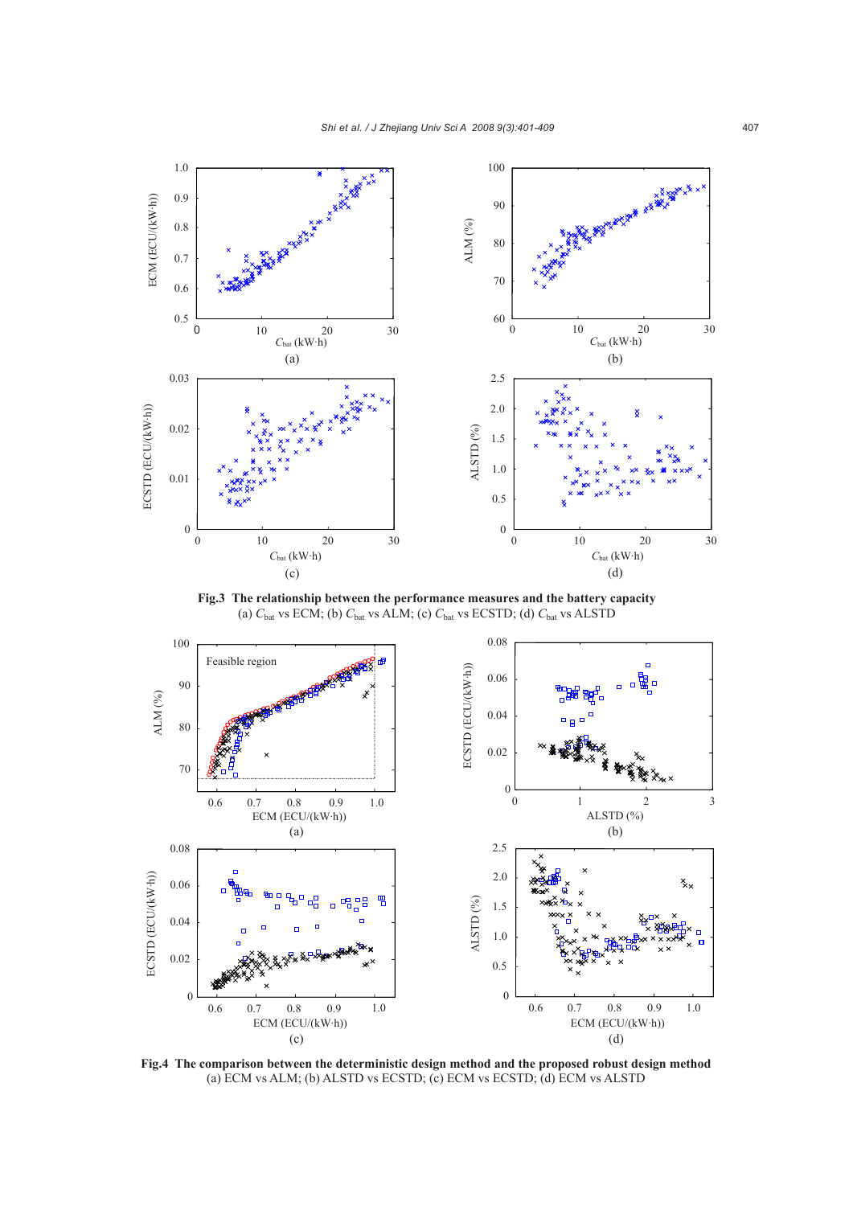**Fig.3 The relationship between the performance measures and the battery capacity**
(a) $C_{bat}$ vs ECM; (b) $C_{bat}$ vs ALM; (c) $C_{bat}$ vs ECSTD; (d) $C_{bat}$ vs ALSTD

**Fig.4 The comparison between the deterministic design method and the proposed robust design method**
(a) ECM vs ALM; (b) ALSTD vs ECSTD; (c) ECM vs ECSTD; (d) ECM vs ALSTD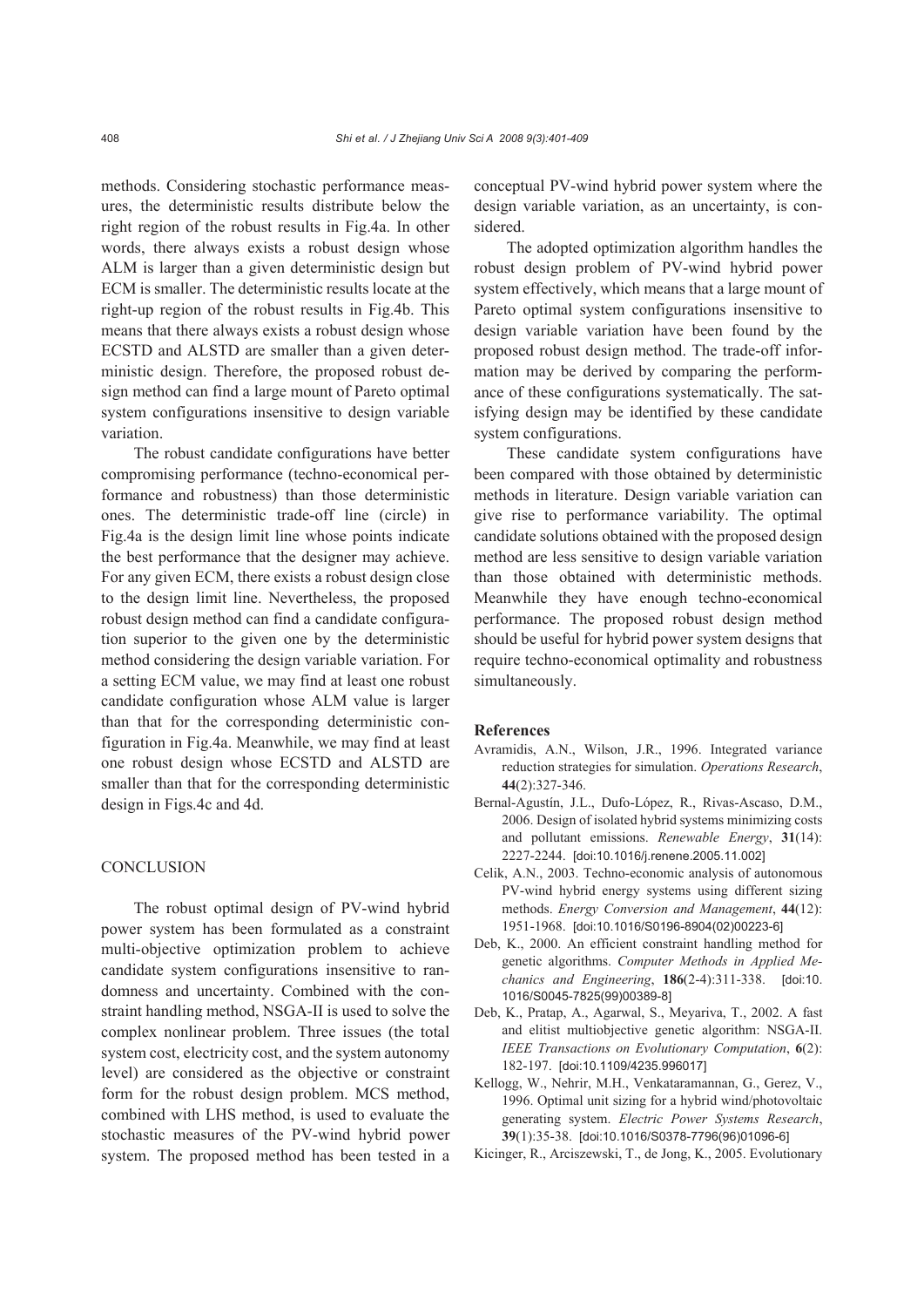methods. Considering stochastic performance measures, the deterministic results distribute below the right region of the robust results in Fig.4a. In other words, there always exists a robust design whose ALM is larger than a given deterministic design but ECM is smaller. The deterministic results locate at the right-up region of the robust results in Fig.4b. This means that there always exists a robust design whose ECSTD and ALSTD are smaller than a given deterministic design. Therefore, the proposed robust design method can find a large mount of Pareto optimal system configurations insensitive to design variable variation.

The robust candidate configurations have better compromising performance (techno-economical performance and robustness) than those deterministic ones. The deterministic trade-off line (circle) in Fig.4a is the design limit line whose points indicate the best performance that the designer may achieve. For any given ECM, there exists a robust design close to the design limit line. Nevertheless, the proposed robust design method can find a candidate configuration superior to the given one by the deterministic method considering the design variable variation. For a setting ECM value, we may find at least one robust candidate configuration whose ALM value is larger than that for the corresponding deterministic configuration in Fig.4a. Meanwhile, we may find at least one robust design whose ECSTD and ALSTD are smaller than that for the corresponding deterministic design in Figs.4c and 4d.

## CONCLUSION

The robust optimal design of PV-wind hybrid power system has been formulated as a constraint multi-objective optimization problem to achieve candidate system configurations insensitive to randomness and uncertainty. Combined with the constraint handling method, NSGA-II is used to solve the complex nonlinear problem. Three issues (the total system cost, electricity cost, and the system autonomy level) are considered as the objective or constraint form for the robust design problem. MCS method, combined with LHS method, is used to evaluate the stochastic measures of the PV-wind hybrid power system. The proposed method has been tested in a conceptual PV-wind hybrid power system where the design variable variation, as an uncertainty, is considered.

The adopted optimization algorithm handles the robust design problem of PV-wind hybrid power system effectively, which means that a large mount of Pareto optimal system configurations insensitive to design variable variation have been found by the proposed robust design method. The trade-off information may be derived by comparing the performance of these configurations systematically. The satisfying design may be identified by these candidate system configurations.

These candidate system configurations have been compared with those obtained by deterministic methods in literature. Design variable variation can give rise to performance variability. The optimal candidate solutions obtained with the proposed design method are less sensitive to design variable variation than those obtained with deterministic methods. Meanwhile they have enough techno-economical performance. The proposed robust design method should be useful for hybrid power system designs that require techno-economical optimality and robustness simultaneously.

## References

Avramidis, A.N., Wilson, J.R., 1996. Integrated variance reduction strategies for simulation. *Operations Research*, **44**(2):327-346.

Bernal-Agustín, J.L., Dufo-López, R., Rivas-Ascaso, D.M., 2006. Design of isolated hybrid systems minimizing costs and pollutant emissions. *Renewable Energy*, **31**(14): 2227-2244. [doi:10.1016/j.renene.2005.11.002]

Celik, A.N., 2003. Techno-economic analysis of autonomous PV-wind hybrid energy systems using different sizing methods. *Energy Conversion and Management*, **44**(12): 1951-1968. [doi:10.1016/S0196-8904(02)00223-6]

Deb, K., 2000. An efficient constraint handling method for genetic algorithms. *Computer Methods in Applied Mechanics and Engineering*, **186**(2-4):311-338. [doi:10.1016/S0045-7825(99)00389-8]

Deb, K., Pratap, A., Agarwal, S., Meyariva, T., 2002. A fast and elitist multiobjective genetic algorithm: NSGA-II. *IEEE Transactions on Evolutionary Computation*, **6**(2): 182-197. [doi:10.1109/4235.996017]

Kellogg, W., Nehrir, M.H., Venkataramannan, G., Gerez, V., 1996. Optimal unit sizing for a hybrid wind/photovoltaic generating system. *Electric Power Systems Research*, **39**(1):35-38. [doi:10.1016/S0378-7796(96)01096-6]

Kicinger, R., Arciszewski, T., de Jong, K., 2005. Evolutionary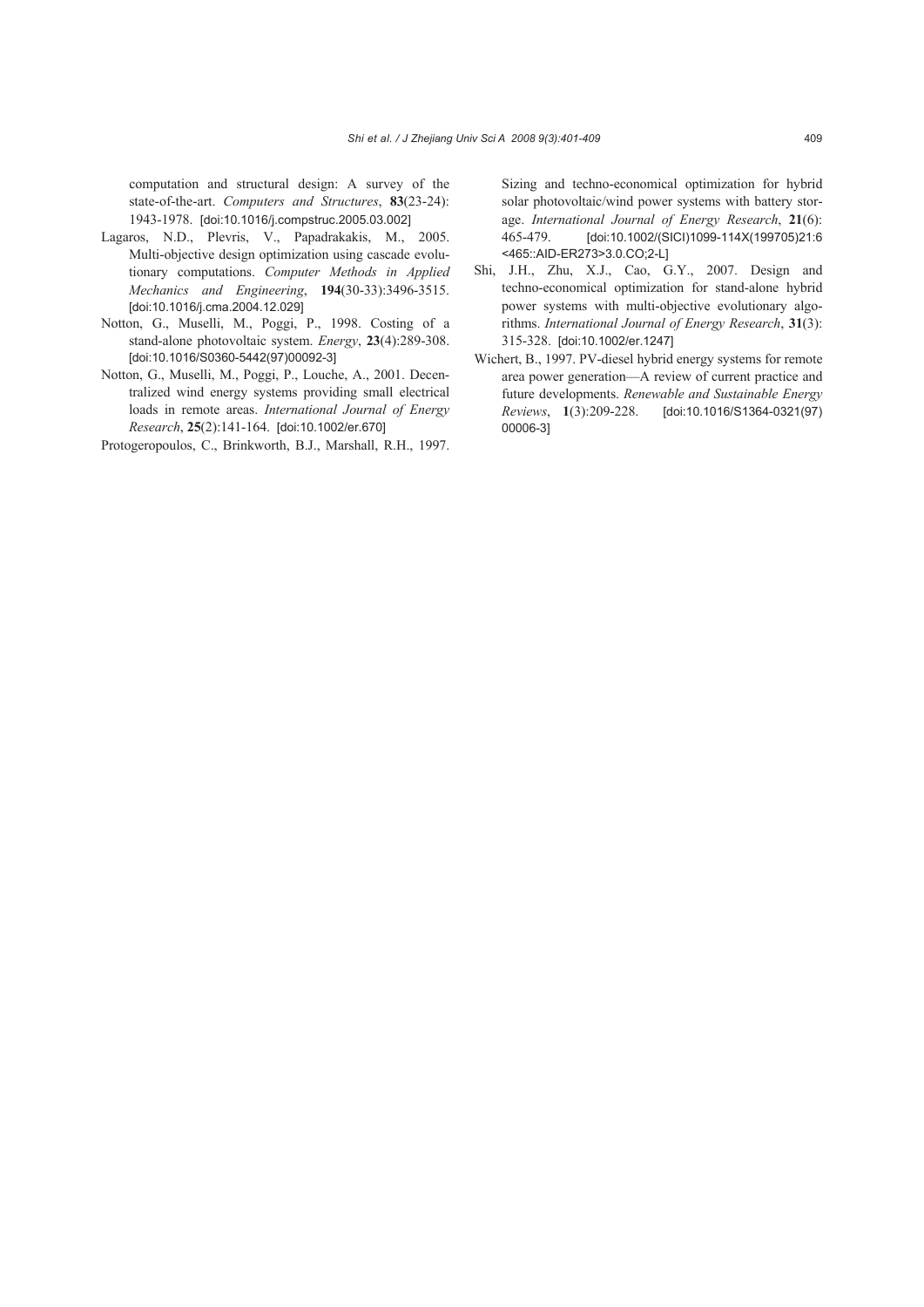computation and structural design: A survey of the state-of-the-art. *Computers and Structures*, **83**(23-24): 1943-1978. [doi:10.1016/j.compstruc.2005.03.002]

Lagaros, N.D., Plevris, V., Papadrakakis, M., 2005. Multi-objective design optimization using cascade evolutionary computations. *Computer Methods in Applied Mechanics and Engineering*, **194**(30-33):3496-3515. [doi:10.1016/j.cma.2004.12.029]

Notton, G., Muselli, M., Poggi, P., 1998. Costing of a stand-alone photovoltaic system. *Energy*, **23**(4):289-308. [doi:10.1016/S0360-5442(97)00092-3]

Notton, G., Muselli, M., Poggi, P., Louche, A., 2001. Decentralized wind energy systems providing small electrical loads in remote areas. *International Journal of Energy Research*, **25**(2):141-164. [doi:10.1002/er.670]

Protogeropoulos, C., Brinkworth, B.J., Marshall, R.H., 1997. Sizing and techno-economical optimization for hybrid solar photovoltaic/wind power systems with battery storage. *International Journal of Energy Research*, **21**(6): 465-479. [doi:10.1002/(SICI)1099-114X(199705)21:6<465::AID-ER273>3.0.CO;2-L]

Shi, J.H., Zhu, X.J., Cao, G.Y., 2007. Design and techno-economical optimization for stand-alone hybrid power systems with multi-objective evolutionary algorithms. *International Journal of Energy Research*, **31**(3): 315-328. [doi:10.1002/er.1247]

Wichert, B., 1997. PV-diesel hybrid energy systems for remote area power generation—A review of current practice and future developments. *Renewable and Sustainable Energy Reviews*, **1**(3):209-228. [doi:10.1016/S1364-0321(97)00006-3]